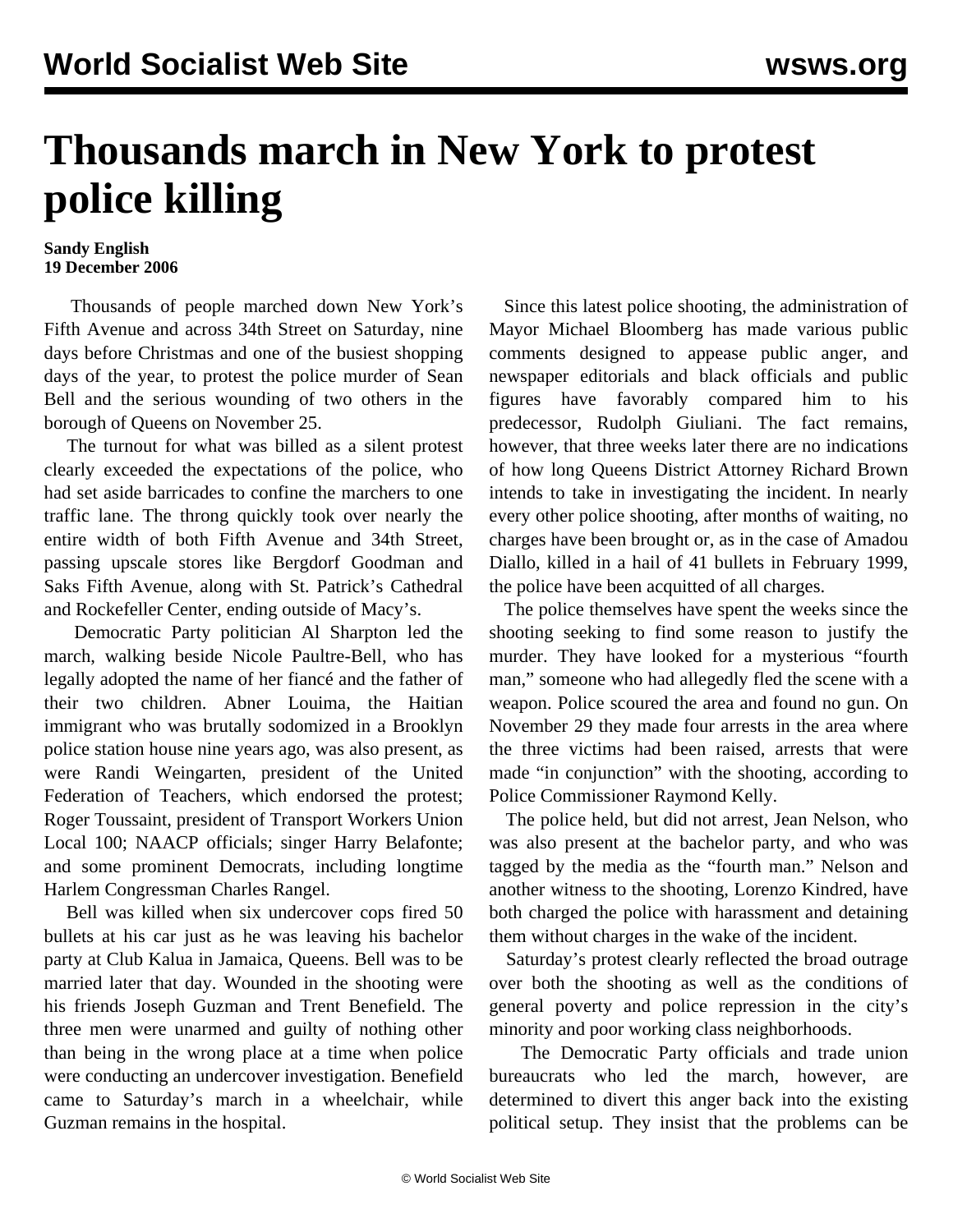# Thousands march in New York to protest police killing

**Sandy English**
**19 December 2006**

Thousands of people marched down New York's Fifth Avenue and across 34th Street on Saturday, nine days before Christmas and one of the busiest shopping days of the year, to protest the police murder of Sean Bell and the serious wounding of two others in the borough of Queens on November 25.

The turnout for what was billed as a silent protest clearly exceeded the expectations of the police, who had set aside barricades to confine the marchers to one traffic lane. The throng quickly took over nearly the entire width of both Fifth Avenue and 34th Street, passing upscale stores like Bergdorf Goodman and Saks Fifth Avenue, along with St. Patrick's Cathedral and Rockefeller Center, ending outside of Macy's.

Democratic Party politician Al Sharpton led the march, walking beside Nicole Paultre-Bell, who has legally adopted the name of her fiancé and the father of their two children. Abner Louima, the Haitian immigrant who was brutally sodomized in a Brooklyn police station house nine years ago, was also present, as were Randi Weingarten, president of the United Federation of Teachers, which endorsed the protest; Roger Toussaint, president of Transport Workers Union Local 100; NAACP officials; singer Harry Belafonte; and some prominent Democrats, including longtime Harlem Congressman Charles Rangel.

Bell was killed when six undercover cops fired 50 bullets at his car just as he was leaving his bachelor party at Club Kalua in Jamaica, Queens. Bell was to be married later that day. Wounded in the shooting were his friends Joseph Guzman and Trent Benefield. The three men were unarmed and guilty of nothing other than being in the wrong place at a time when police were conducting an undercover investigation. Benefield came to Saturday's march in a wheelchair, while Guzman remains in the hospital.

Since this latest police shooting, the administration of Mayor Michael Bloomberg has made various public comments designed to appease public anger, and newspaper editorials and black officials and public figures have favorably compared him to his predecessor, Rudolph Giuliani. The fact remains, however, that three weeks later there are no indications of how long Queens District Attorney Richard Brown intends to take in investigating the incident. In nearly every other police shooting, after months of waiting, no charges have been brought or, as in the case of Amadou Diallo, killed in a hail of 41 bullets in February 1999, the police have been acquitted of all charges.

The police themselves have spent the weeks since the shooting seeking to find some reason to justify the murder. They have looked for a mysterious "fourth man," someone who had allegedly fled the scene with a weapon. Police scoured the area and found no gun. On November 29 they made four arrests in the area where the three victims had been raised, arrests that were made "in conjunction" with the shooting, according to Police Commissioner Raymond Kelly.

The police held, but did not arrest, Jean Nelson, who was also present at the bachelor party, and who was tagged by the media as the "fourth man." Nelson and another witness to the shooting, Lorenzo Kindred, have both charged the police with harassment and detaining them without charges in the wake of the incident.

Saturday's protest clearly reflected the broad outrage over both the shooting as well as the conditions of general poverty and police repression in the city's minority and poor working class neighborhoods.

The Democratic Party officials and trade union bureaucrats who led the march, however, are determined to divert this anger back into the existing political setup. They insist that the problems can be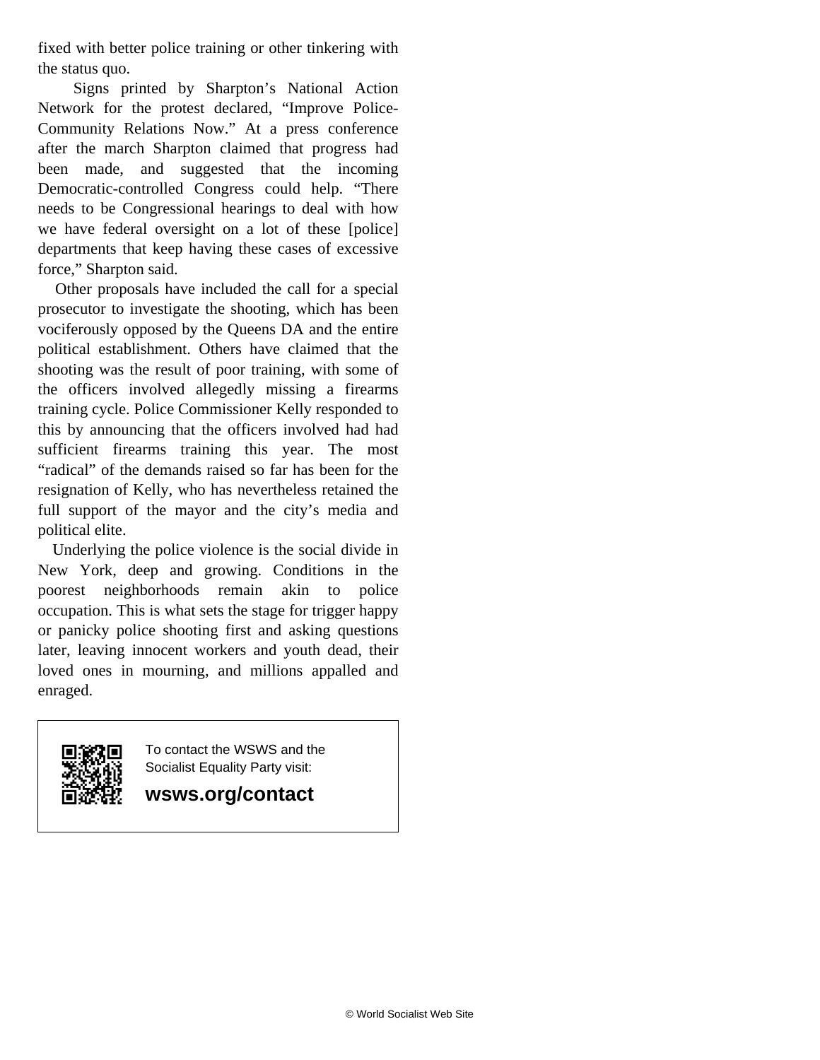fixed with better police training or other tinkering with the status quo.

Signs printed by Sharpton's National Action Network for the protest declared, "Improve Police-Community Relations Now." At a press conference after the march Sharpton claimed that progress had been made, and suggested that the incoming Democratic-controlled Congress could help. "There needs to be Congressional hearings to deal with how we have federal oversight on a lot of these [police] departments that keep having these cases of excessive force," Sharpton said.

Other proposals have included the call for a special prosecutor to investigate the shooting, which has been vociferously opposed by the Queens DA and the entire political establishment. Others have claimed that the shooting was the result of poor training, with some of the officers involved allegedly missing a firearms training cycle. Police Commissioner Kelly responded to this by announcing that the officers involved had had sufficient firearms training this year. The most "radical" of the demands raised so far has been for the resignation of Kelly, who has nevertheless retained the full support of the mayor and the city's media and political elite.

Underlying the police violence is the social divide in New York, deep and growing. Conditions in the poorest neighborhoods remain akin to police occupation. This is what sets the stage for trigger happy or panicky police shooting first and asking questions later, leaving innocent workers and youth dead, their loved ones in mourning, and millions appalled and enraged.

To contact the WSWS and the Socialist Equality Party visit:

**wsws.org/contact**